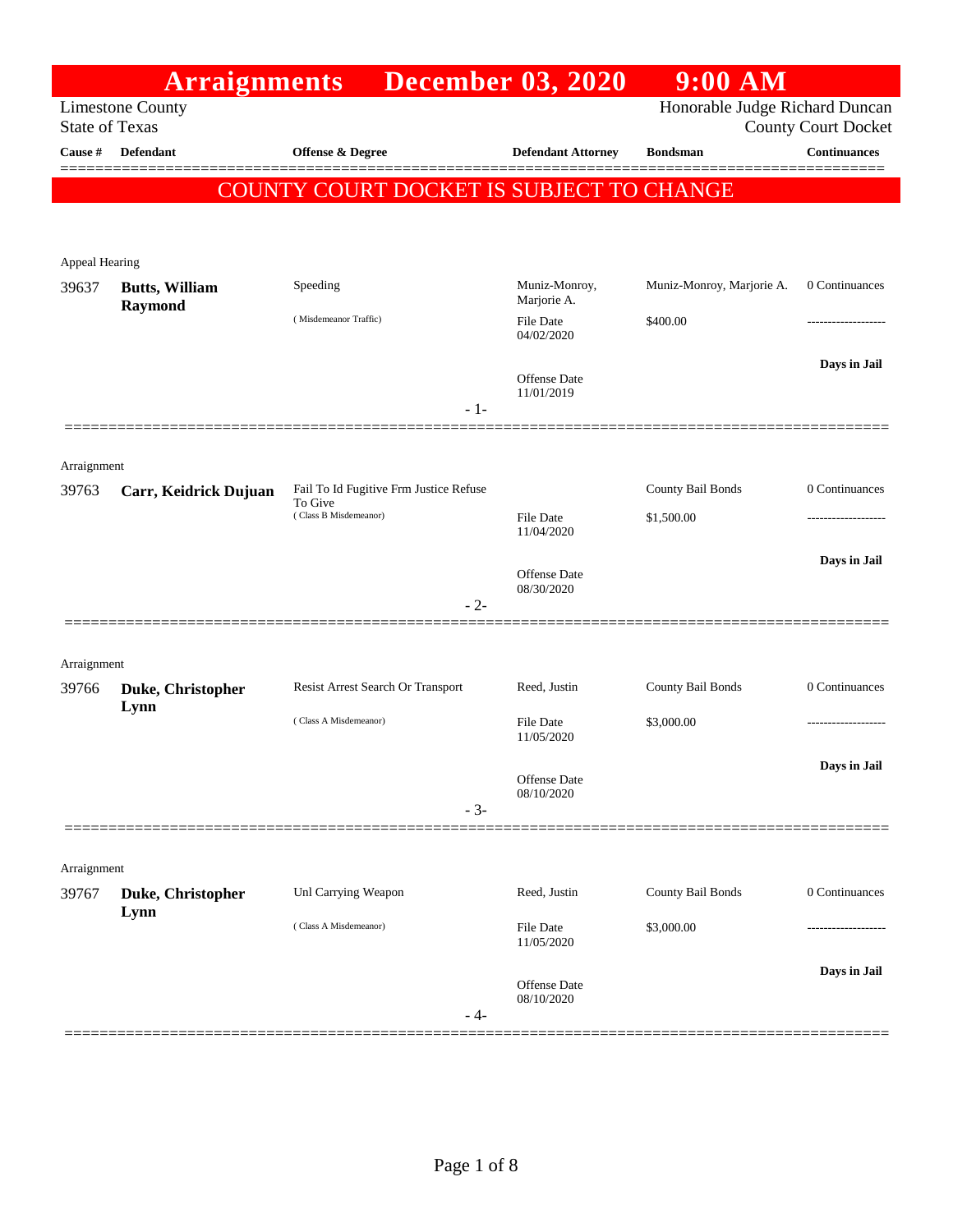# Arraignments December 03, 2020 9:00 AM

Limestone County
State of Texas

Honorable Judge Richard Duncan
County Court Docket

**COUNTY COURT DOCKET IS SUBJECT TO CHANGE**

| Cause # | Defendant | Offense & Degree | Defendant Attorney | Bondsman | Continuances |
|---|---|---|---|---|---|
| **Appeal Hearing** | | | | | |
| 39637 | **Butts, William Raymond** | Speeding (Misdemeanor Traffic) | Muniz-Monroy, Marjorie A. File Date 04/02/2020 Offense Date 11/01/2019 | Muniz-Monroy, Marjorie A. $400.00 | 0 Continuances ------------------- Days in Jail |
| | | - 1- | | | |
| **Arraignment** | | | | | |
| 39763 | **Carr, Keidrick Dujuan** | Fail To Id Fugitive Frm Justice Refuse To Give (Class B Misdemeanor) | File Date 11/04/2020 Offense Date 08/30/2020 | County Bail Bonds $1,500.00 | 0 Continuances ------------------- Days in Jail |
| | | - 2- | | | |
| **Arraignment** | | | | | |
| 39766 | **Duke, Christopher Lynn** | Resist Arrest Search Or Transport (Class A Misdemeanor) | Reed, Justin File Date 11/05/2020 Offense Date 08/10/2020 | County Bail Bonds $3,000.00 | 0 Continuances ------------------- Days in Jail |
| | | - 3- | | | |
| **Arraignment** | | | | | |
| 39767 | **Duke, Christopher Lynn** | Unl Carrying Weapon (Class A Misdemeanor) | Reed, Justin File Date 11/05/2020 Offense Date 08/10/2020 | County Bail Bonds $3,000.00 | 0 Continuances ------------------- Days in Jail |
| | | - 4- | | | |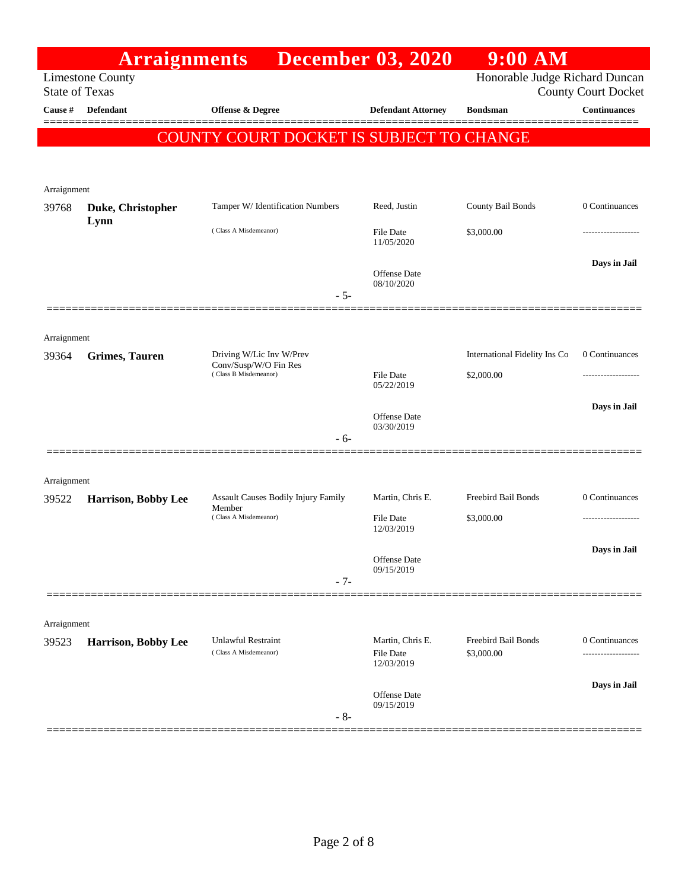# Arraignments December 03, 2020 9:00 AM

Limestone County
State of Texas

Honorable Judge Richard Duncan
County Court Docket

**COUNTY COURT DOCKET IS SUBJECT TO CHANGE**

| Cause # | Defendant | Offense & Degree | Defendant Attorney | Bondsman | Continuances |
|---|---|---|---|---|---|
| Arraignment | | | | | |
| 39768 | **Duke, Christopher Lynn** | Tamper W/ Identification Numbers (Class A Misdemeanor) | Reed, Justin<br>File Date 11/05/2020<br>Offense Date 08/10/2020 | County Bail Bonds<br>$3,000.00 | 0 Continuances<br>-------------------<br>**Days in Jail** |
| | | - 5- | | | |
| Arraignment | | | | | |
| 39364 | **Grimes, Tauren** | Driving W/Lic Inv W/Prev Conv/Susp/W/O Fin Res (Class B Misdemeanor) | File Date 05/22/2019<br>Offense Date 03/30/2019 | International Fidelity Ins Co<br>$2,000.00 | 0 Continuances<br>-------------------<br>**Days in Jail** |
| | | - 6- | | | |
| Arraignment | | | | | |
| 39522 | **Harrison, Bobby Lee** | Assault Causes Bodily Injury Family Member (Class A Misdemeanor) | Martin, Chris E.<br>File Date 12/03/2019<br>Offense Date 09/15/2019 | Freebird Bail Bonds<br>$3,000.00 | 0 Continuances<br>-------------------<br>**Days in Jail** |
| | | - 7- | | | |
| Arraignment | | | | | |
| 39523 | **Harrison, Bobby Lee** | Unlawful Restraint (Class A Misdemeanor) | Martin, Chris E.<br>File Date 12/03/2019<br>Offense Date 09/15/2019 | Freebird Bail Bonds<br>$3,000.00 | 0 Continuances<br>-------------------<br>**Days in Jail** |
| | | - 8- | | | |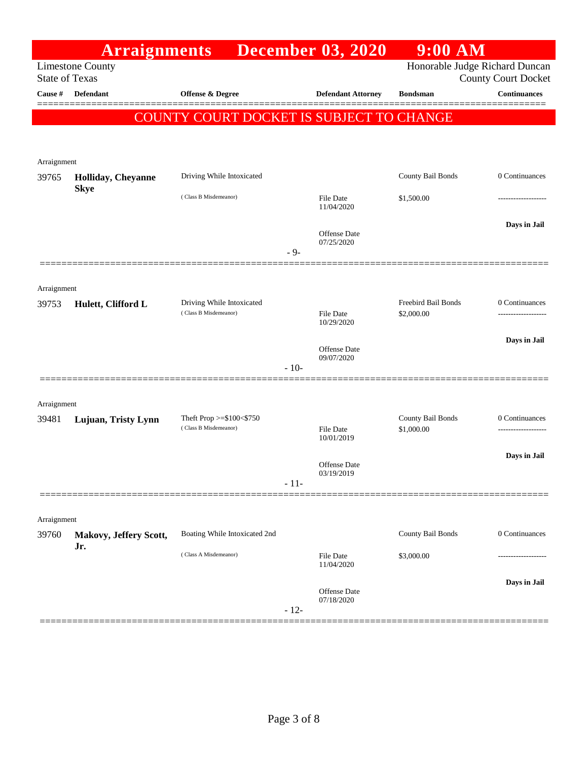# Arraignments December 03, 2020 9:00 AM

Limestone County
State of Texas

Honorable Judge Richard Duncan
County Court Docket

**COUNTY COURT DOCKET IS SUBJECT TO CHANGE**

| Cause # | Defendant | Offense & Degree | Defendant Attorney | Bondsman | Continuances |
|---|---|---|---|---|---|
| Arraignment | | | | | |
| 39765 | **Holliday, Cheyanne Skye** | Driving While Intoxicated (Class B Misdemeanor) | File Date 11/04/2020<br>Offense Date 07/25/2020 | County Bail Bonds<br>$1,500.00 | 0 Continuances<br>-------------------<br>**Days in Jail** |
| | | | - 9- | | |
| Arraignment | | | | | |
| 39753 | **Hulett, Clifford L** | Driving While Intoxicated (Class B Misdemeanor) | File Date 10/29/2020<br>Offense Date 09/07/2020 | Freebird Bail Bonds<br>$2,000.00 | 0 Continuances<br>-------------------<br>**Days in Jail** |
| | | | - 10- | | |
| Arraignment | | | | | |
| 39481 | **Lujuan, Tristy Lynn** | Theft Prop >=$100<$750 (Class B Misdemeanor) | File Date 10/01/2019<br>Offense Date 03/19/2019 | County Bail Bonds<br>$1,000.00 | 0 Continuances<br>-------------------<br>**Days in Jail** |
| | | | - 11- | | |
| Arraignment | | | | | |
| 39760 | **Makovy, Jeffery Scott, Jr.** | Boating While Intoxicated 2nd (Class A Misdemeanor) | File Date 11/04/2020<br>Offense Date 07/18/2020 | County Bail Bonds<br>$3,000.00 | 0 Continuances<br>-------------------<br>**Days in Jail** |
| | | | - 12- | | |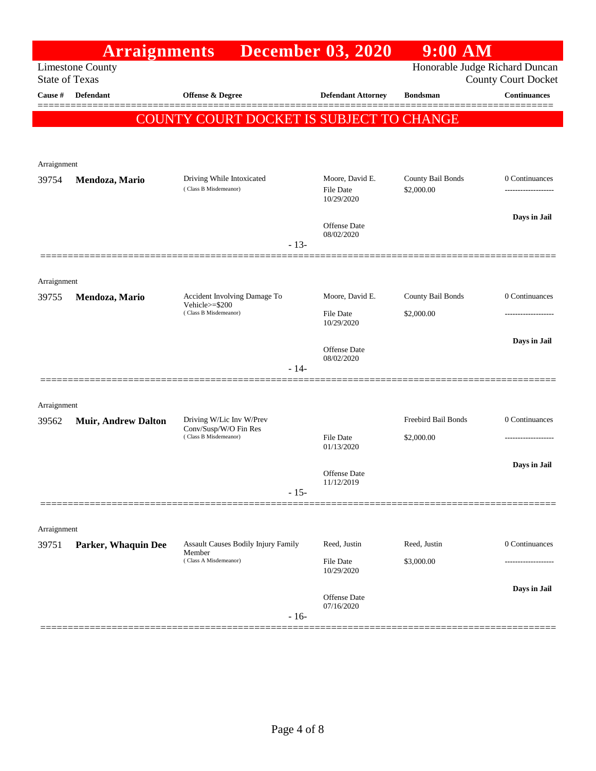# Arraignments December 03, 2020 9:00 AM

Limestone County
State of Texas

Honorable Judge Richard Duncan
County Court Docket

**COUNTY COURT DOCKET IS SUBJECT TO CHANGE**

| Cause # | Defendant | Offense & Degree | Defendant Attorney | Bondsman | Continuances |
|---|---|---|---|---|---|
| Arraignment | | | | | |
| 39754 | **Mendoza, Mario** | Driving While Intoxicated (Class B Misdemeanor) | Moore, David E. File Date 10/29/2020 Offense Date 08/02/2020 | County Bail Bonds $2,000.00 | 0 Continuances ------------------- **Days in Jail** |
| | | - 13- | | | |
| Arraignment | | | | | |
| 39755 | **Mendoza, Mario** | Accident Involving Damage To Vehicle>=$200 (Class B Misdemeanor) | Moore, David E. File Date 10/29/2020 Offense Date 08/02/2020 | County Bail Bonds $2,000.00 | 0 Continuances ------------------- **Days in Jail** |
| | | - 14- | | | |
| Arraignment | | | | | |
| 39562 | **Muir, Andrew Dalton** | Driving W/Lic Inv W/Prev Conv/Susp/W/O Fin Res (Class B Misdemeanor) | File Date 01/13/2020 Offense Date 11/12/2019 | Freebird Bail Bonds $2,000.00 | 0 Continuances ------------------- **Days in Jail** |
| | | - 15- | | | |
| Arraignment | | | | | |
| 39751 | **Parker, Whaquin Dee** | Assault Causes Bodily Injury Family Member (Class A Misdemeanor) | Reed, Justin File Date 10/29/2020 Offense Date 07/16/2020 | Reed, Justin $3,000.00 | 0 Continuances ------------------- **Days in Jail** |
| | | - 16- | | | |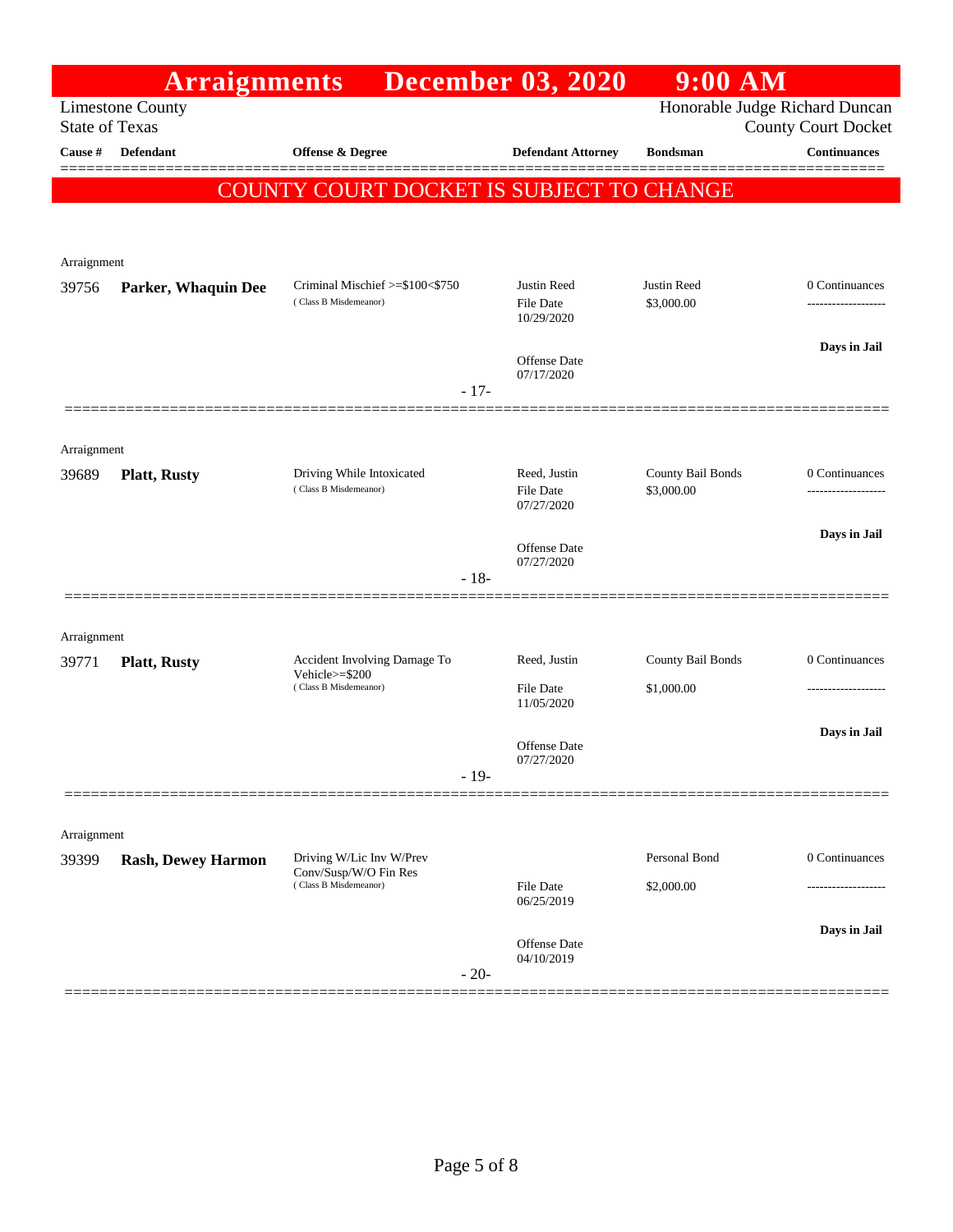# Arraignments December 03, 2020 9:00 AM

Limestone County
State of Texas

Honorable Judge Richard Duncan
County Court Docket

**COUNTY COURT DOCKET IS SUBJECT TO CHANGE**

| Cause # | Defendant | Offense & Degree | Defendant Attorney | Bondsman | Continuances |
|---|---|---|---|---|---|
| Arraignment | | | | | |
| 39756 | **Parker, Whaquin Dee** | Criminal Mischief >=$100<$750 (Class B Misdemeanor) | Justin Reed<br>File Date 10/29/2020<br>Offense Date 07/17/2020 | Justin Reed<br>$3,000.00 | 0 Continuances<br>**Days in Jail** |
| | | | - 17- | | |
| Arraignment | | | | | |
| 39689 | **Platt, Rusty** | Driving While Intoxicated (Class B Misdemeanor) | Reed, Justin<br>File Date 07/27/2020<br>Offense Date 07/27/2020 | County Bail Bonds<br>$3,000.00 | 0 Continuances<br>**Days in Jail** |
| | | | - 18- | | |
| Arraignment | | | | | |
| 39771 | **Platt, Rusty** | Accident Involving Damage To Vehicle>=$200 (Class B Misdemeanor) | Reed, Justin<br>File Date 11/05/2020<br>Offense Date 07/27/2020 | County Bail Bonds<br>$1,000.00 | 0 Continuances<br>**Days in Jail** |
| | | | - 19- | | |
| Arraignment | | | | | |
| 39399 | **Rash, Dewey Harmon** | Driving W/Lic Inv W/Prev Conv/Susp/W/O Fin Res (Class B Misdemeanor) | File Date 06/25/2019<br>Offense Date 04/10/2019 | Personal Bond<br>$2,000.00 | 0 Continuances<br>**Days in Jail** |
| | | | - 20- | | |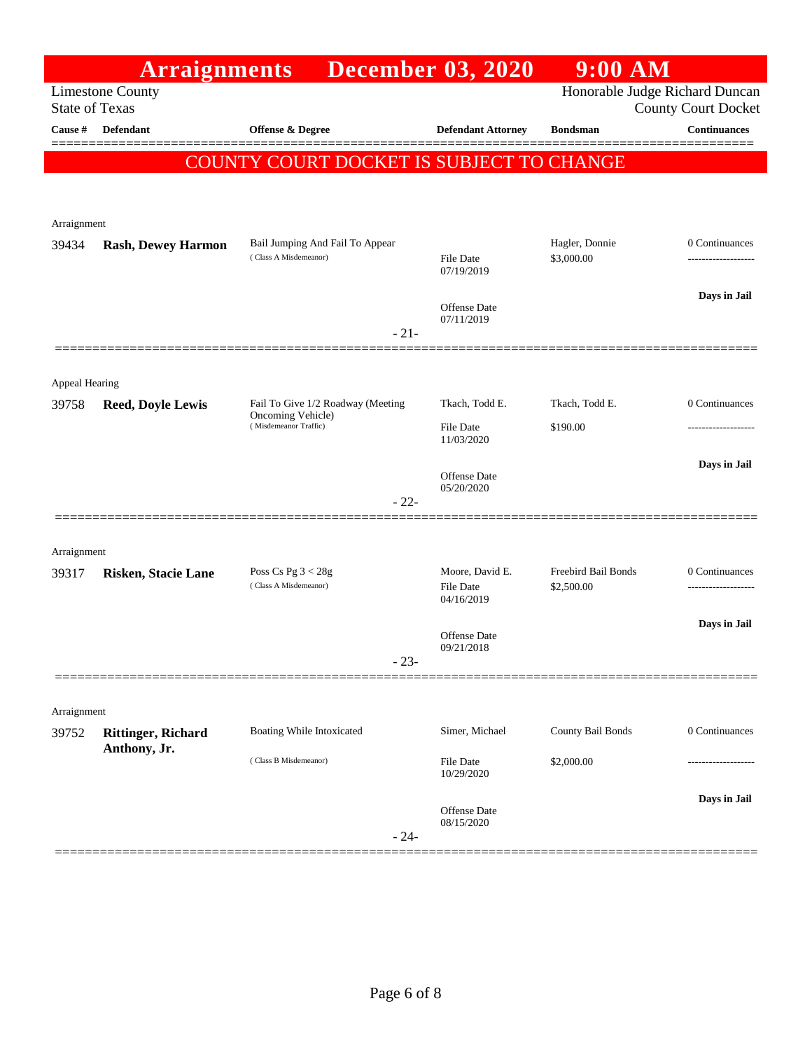# Arraignments December 03, 2020 9:00 AM

Limestone County
State of Texas

Honorable Judge Richard Duncan
County Court Docket

**COUNTY COURT DOCKET IS SUBJECT TO CHANGE**

| Cause # | Defendant | Offense & Degree | Defendant Attorney | Bondsman | Continuances |
|---|---|---|---|---|---|
| Arraignment | | | | | |
| 39434 | **Rash, Dewey Harmon** | Bail Jumping And Fail To Appear (Class A Misdemeanor) | File Date 07/19/2019<br>Offense Date 07/11/2019 | Hagler, Donnie<br>$3,000.00 | 0 Continuances<br>-------------------<br>**Days in Jail** |
| | | | - 21- | | |
| Appeal Hearing | | | | | |
| 39758 | **Reed, Doyle Lewis** | Fail To Give 1/2 Roadway (Meeting Oncoming Vehicle) (Misdemeanor Traffic) | Tkach, Todd E.<br>File Date 11/03/2020<br>Offense Date 05/20/2020 | Tkach, Todd E.<br>$190.00 | 0 Continuances<br>-------------------<br>**Days in Jail** |
| | | | - 22- | | |
| Arraignment | | | | | |
| 39317 | **Risken, Stacie Lane** | Poss Cs Pg 3 < 28g (Class A Misdemeanor) | Moore, David E.<br>File Date 04/16/2019<br>Offense Date 09/21/2018 | Freebird Bail Bonds<br>$2,500.00 | 0 Continuances<br>-------------------<br>**Days in Jail** |
| | | | - 23- | | |
| Arraignment | | | | | |
| 39752 | **Rittinger, Richard Anthony, Jr.** | Boating While Intoxicated (Class B Misdemeanor) | Simer, Michael<br>File Date 10/29/2020<br>Offense Date 08/15/2020 | County Bail Bonds<br>$2,000.00 | 0 Continuances<br>-------------------<br>**Days in Jail** |
| | | | - 24- | | |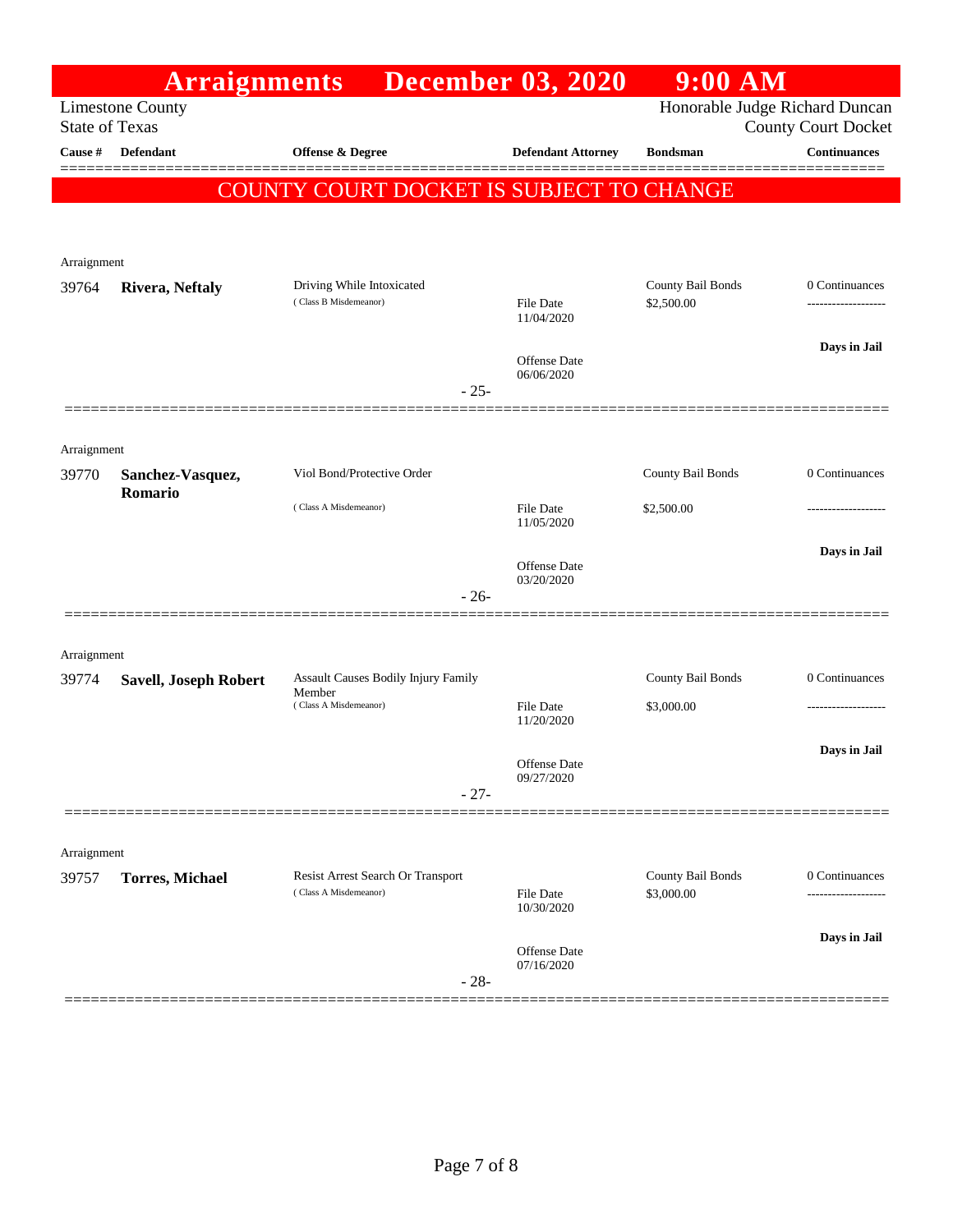# Arraignments December 03, 2020 9:00 AM

Limestone County
State of Texas

Honorable Judge Richard Duncan
County Court Docket

**COUNTY COURT DOCKET IS SUBJECT TO CHANGE**

| Cause # | Defendant | Offense & Degree | Defendant Attorney | Bondsman | Continuances |
|---|---|---|---|---|---|
| Arraignment | | | | | |
| 39764 | **Rivera, Neftaly** | Driving While Intoxicated (Class B Misdemeanor) | File Date 11/04/2020; Offense Date 06/06/2020 | County Bail Bonds $2,500.00 | 0 Continuances; Days in Jail |
| | | | - 25- | | |
| Arraignment | | | | | |
| 39770 | **Sanchez-Vasquez, Romario** | Viol Bond/Protective Order (Class A Misdemeanor) | File Date 11/05/2020; Offense Date 03/20/2020 | County Bail Bonds $2,500.00 | 0 Continuances; Days in Jail |
| | | | - 26- | | |
| Arraignment | | | | | |
| 39774 | **Savell, Joseph Robert** | Assault Causes Bodily Injury Family Member (Class A Misdemeanor) | File Date 11/20/2020; Offense Date 09/27/2020 | County Bail Bonds $3,000.00 | 0 Continuances; Days in Jail |
| | | | - 27- | | |
| Arraignment | | | | | |
| 39757 | **Torres, Michael** | Resist Arrest Search Or Transport (Class A Misdemeanor) | File Date 10/30/2020; Offense Date 07/16/2020 | County Bail Bonds $3,000.00 | 0 Continuances; Days in Jail |
| | | | - 28- | | |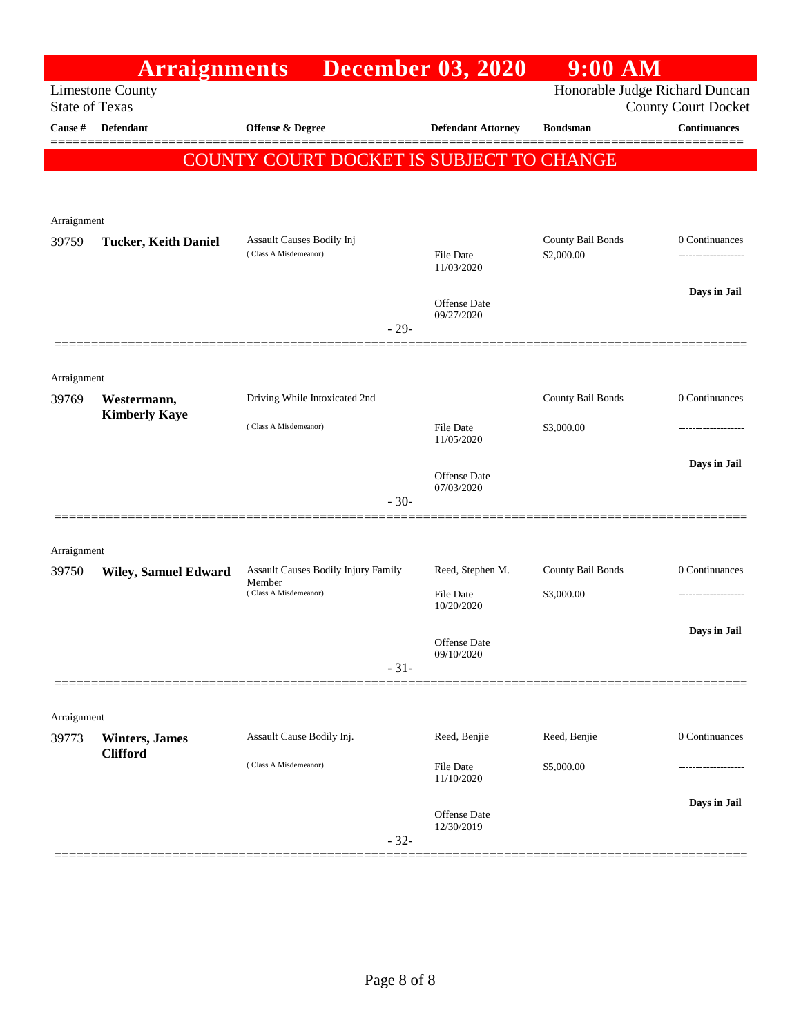# Arraignments December 03, 2020 9:00 AM

Limestone County
State of Texas

Honorable Judge Richard Duncan
County Court Docket

**COUNTY COURT DOCKET IS SUBJECT TO CHANGE**

| Cause # | Defendant | Offense & Degree | Defendant Attorney | Bondsman | Continuances |
|---|---|---|---|---|---|
| Arraignment | | | | | |
| 39759 | **Tucker, Keith Daniel** | Assault Causes Bodily Inj (Class A Misdemeanor) | File Date 11/03/2020; Offense Date 09/27/2020 | County Bail Bonds $2,000.00 | 0 Continuances; **Days in Jail** |
| | | - 29- | | | |
| Arraignment | | | | | |
| 39769 | **Westermann, Kimberly Kaye** | Driving While Intoxicated 2nd (Class A Misdemeanor) | File Date 11/05/2020; Offense Date 07/03/2020 | County Bail Bonds $3,000.00 | 0 Continuances; **Days in Jail** |
| | | - 30- | | | |
| Arraignment | | | | | |
| 39750 | **Wiley, Samuel Edward** | Assault Causes Bodily Injury Family Member (Class A Misdemeanor) | Reed, Stephen M.; File Date 10/20/2020; Offense Date 09/10/2020 | County Bail Bonds $3,000.00 | 0 Continuances; **Days in Jail** |
| | | - 31- | | | |
| Arraignment | | | | | |
| 39773 | **Winters, James Clifford** | Assault Cause Bodily Inj. (Class A Misdemeanor) | Reed, Benjie; File Date 11/10/2020; Offense Date 12/30/2019 | Reed, Benjie $5,000.00 | 0 Continuances; **Days in Jail** |
| | | - 32- | | | |